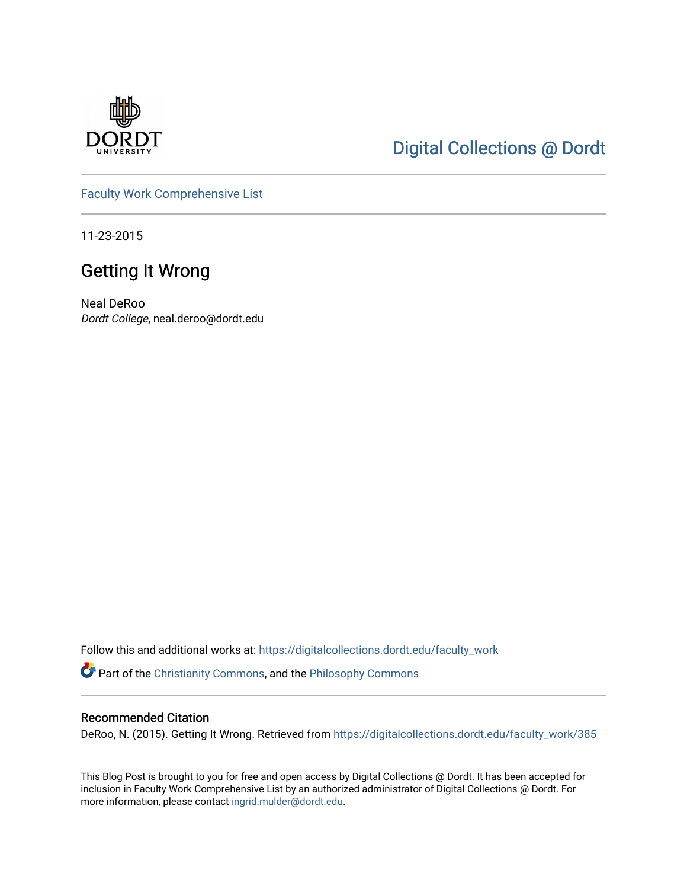Digital Collections @ Dordt

Faculty Work Comprehensive List

11-23-2015

# Getting It Wrong

Neal DeRoo
*Dordt College*, neal.deroo@dordt.edu

Follow this and additional works at: https://digitalcollections.dordt.edu/faculty_work

Part of the Christianity Commons, and the Philosophy Commons

## Recommended Citation

DeRoo, N. (2015). Getting It Wrong. Retrieved from https://digitalcollections.dordt.edu/faculty_work/385

This Blog Post is brought to you for free and open access by Digital Collections @ Dordt. It has been accepted for inclusion in Faculty Work Comprehensive List by an authorized administrator of Digital Collections @ Dordt. For more information, please contact ingrid.mulder@dordt.edu.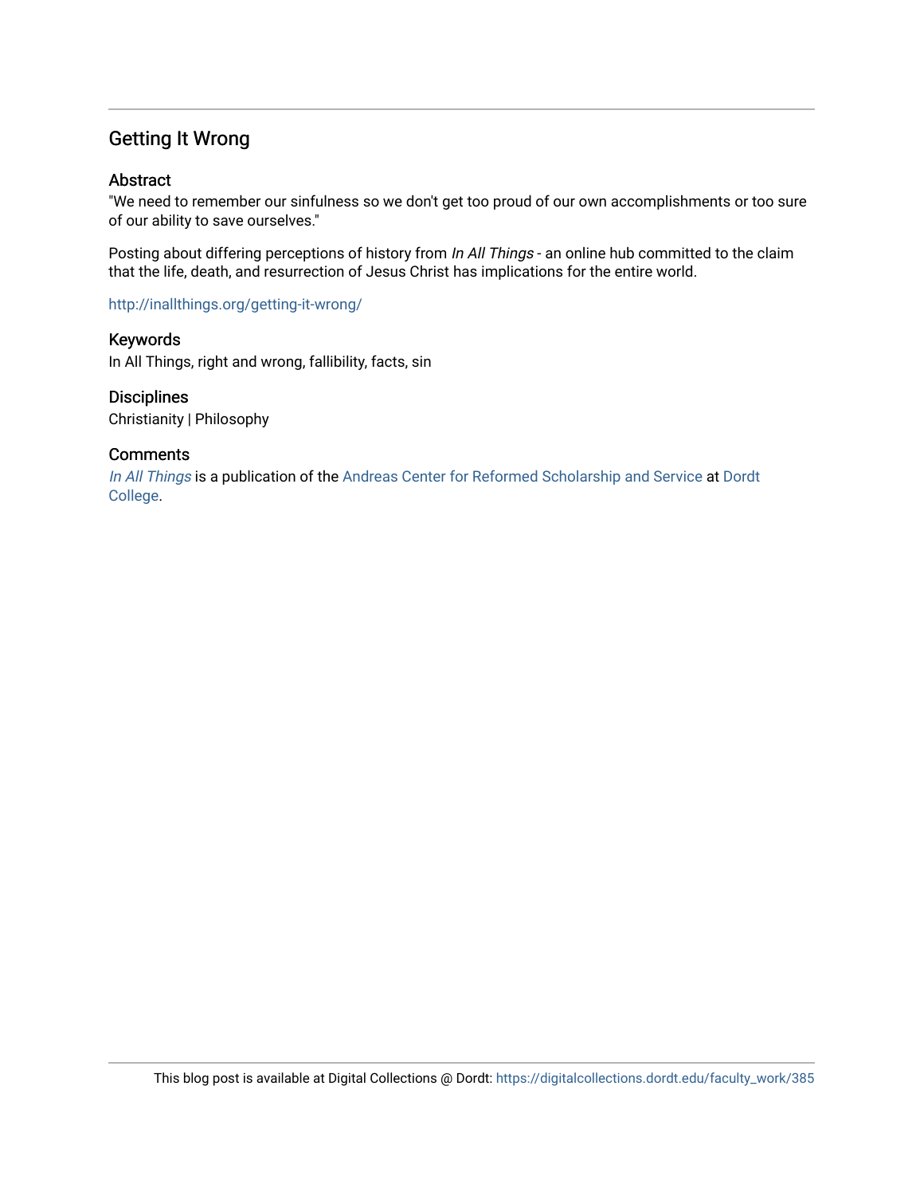## Getting It Wrong

### Abstract

"We need to remember our sinfulness so we don't get too proud of our own accomplishments or too sure of our ability to save ourselves."

Posting about differing perceptions of history from *In All Things* - an online hub committed to the claim that the life, death, and resurrection of Jesus Christ has implications for the entire world.

http://inallthings.org/getting-it-wrong/

### Keywords

In All Things, right and wrong, fallibility, facts, sin

### Disciplines

Christianity | Philosophy

### Comments

*In All Things* is a publication of the Andreas Center for Reformed Scholarship and Service at Dordt College.

This blog post is available at Digital Collections @ Dordt: https://digitalcollections.dordt.edu/faculty_work/385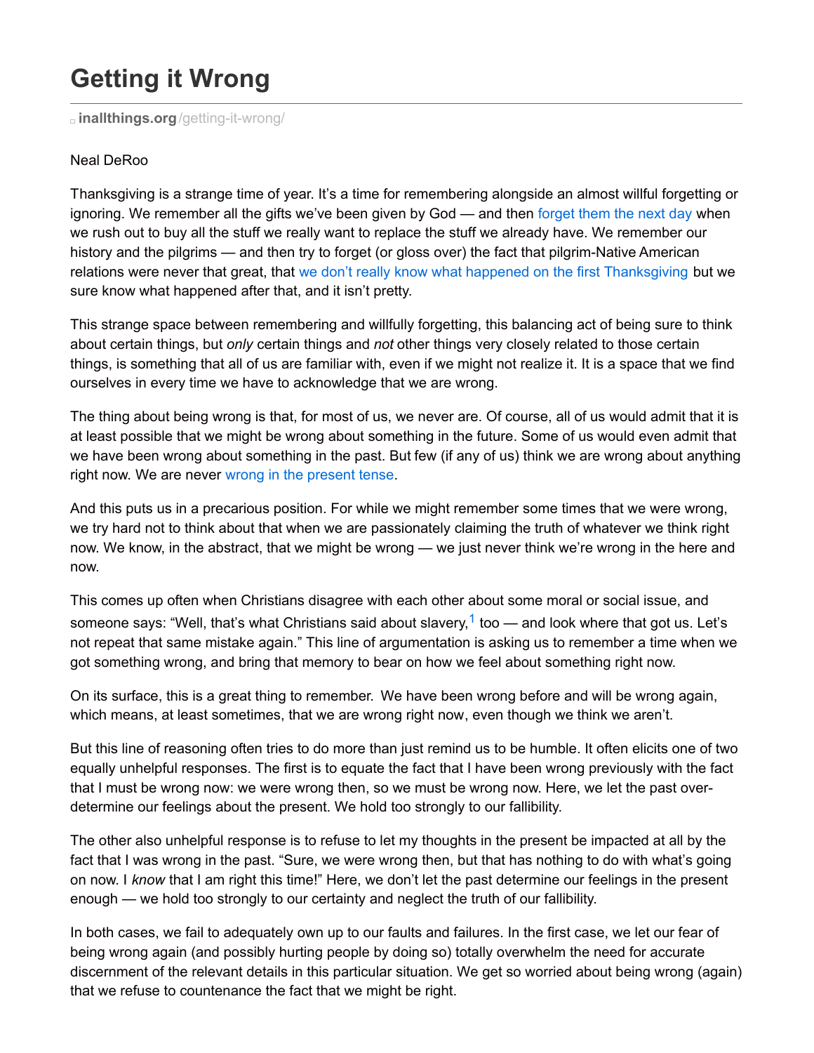# Getting it Wrong

inallthings.org/getting-it-wrong/

Neal DeRoo

Thanksgiving is a strange time of year. It's a time for remembering alongside an almost willful forgetting or ignoring. We remember all the gifts we've been given by God — and then forget them the next day when we rush out to buy all the stuff we really want to replace the stuff we already have. We remember our history and the pilgrims — and then try to forget (or gloss over) the fact that pilgrim-Native American relations were never that great, that we don't really know what happened on the first Thanksgiving but we sure know what happened after that, and it isn't pretty.

This strange space between remembering and willfully forgetting, this balancing act of being sure to think about certain things, but *only* certain things and *not* other things very closely related to those certain things, is something that all of us are familiar with, even if we might not realize it. It is a space that we find ourselves in every time we have to acknowledge that we are wrong.

The thing about being wrong is that, for most of us, we never are. Of course, all of us would admit that it is at least possible that we might be wrong about something in the future. Some of us would even admit that we have been wrong about something in the past. But few (if any of us) think we are wrong about anything right now. We are never wrong in the present tense.

And this puts us in a precarious position. For while we might remember some times that we were wrong, we try hard not to think about that when we are passionately claiming the truth of whatever we think right now. We know, in the abstract, that we might be wrong — we just never think we're wrong in the here and now.

This comes up often when Christians disagree with each other about some moral or social issue, and someone says: "Well, that's what Christians said about slavery,[1] too — and look where that got us. Let's not repeat that same mistake again." This line of argumentation is asking us to remember a time when we got something wrong, and bring that memory to bear on how we feel about something right now.

On its surface, this is a great thing to remember. We have been wrong before and will be wrong again, which means, at least sometimes, that we are wrong right now, even though we think we aren't.

But this line of reasoning often tries to do more than just remind us to be humble. It often elicits one of two equally unhelpful responses. The first is to equate the fact that I have been wrong previously with the fact that I must be wrong now: we were wrong then, so we must be wrong now. Here, we let the past over-determine our feelings about the present. We hold too strongly to our fallibility.

The other also unhelpful response is to refuse to let my thoughts in the present be impacted at all by the fact that I was wrong in the past. "Sure, we were wrong then, but that has nothing to do with what's going on now. I *know* that I am right this time!" Here, we don't let the past determine our feelings in the present enough — we hold too strongly to our certainty and neglect the truth of our fallibility.

In both cases, we fail to adequately own up to our faults and failures. In the first case, we let our fear of being wrong again (and possibly hurting people by doing so) totally overwhelm the need for accurate discernment of the relevant details in this particular situation. We get so worried about being wrong (again) that we refuse to countenance the fact that we might be right.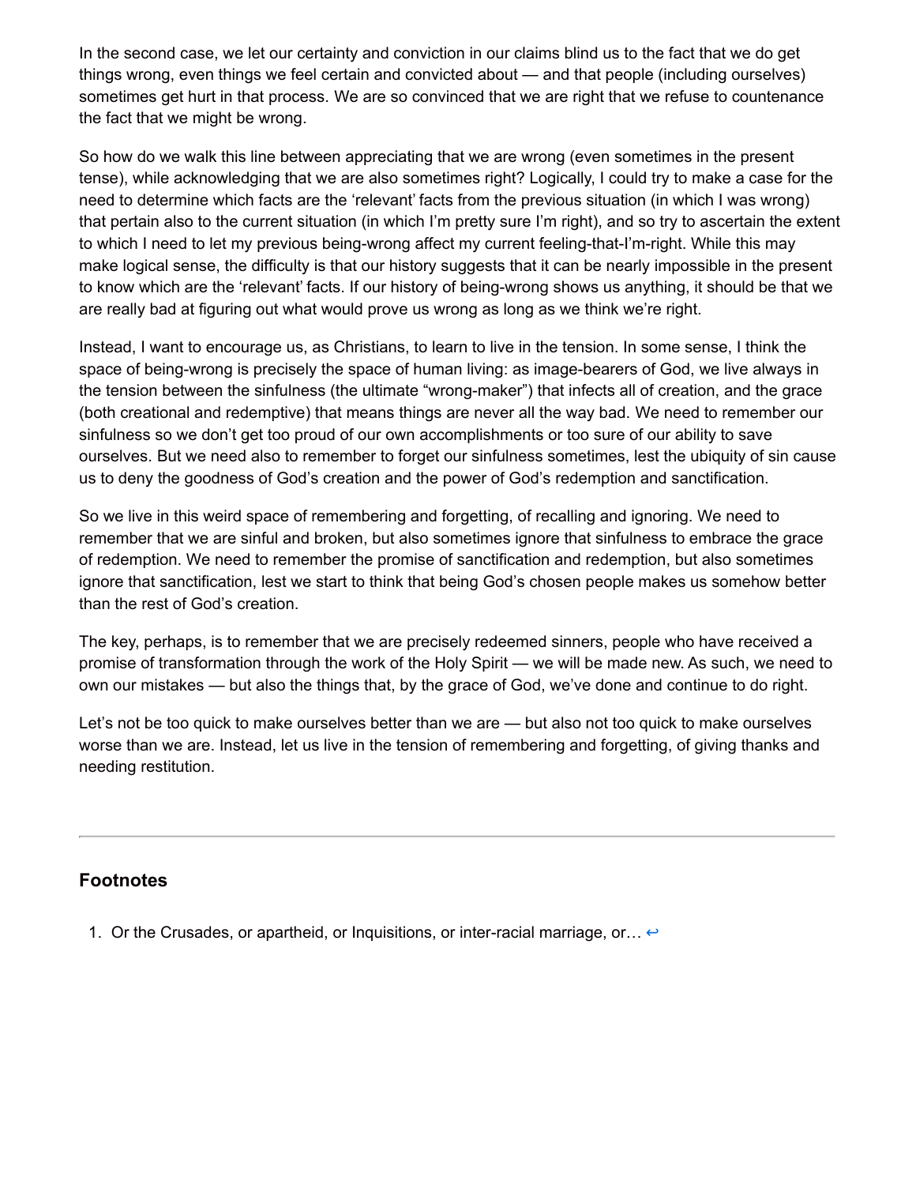In the second case, we let our certainty and conviction in our claims blind us to the fact that we do get things wrong, even things we feel certain and convicted about — and that people (including ourselves) sometimes get hurt in that process. We are so convinced that we are right that we refuse to countenance the fact that we might be wrong.

So how do we walk this line between appreciating that we are wrong (even sometimes in the present tense), while acknowledging that we are also sometimes right? Logically, I could try to make a case for the need to determine which facts are the 'relevant' facts from the previous situation (in which I was wrong) that pertain also to the current situation (in which I'm pretty sure I'm right), and so try to ascertain the extent to which I need to let my previous being-wrong affect my current feeling-that-I'm-right. While this may make logical sense, the difficulty is that our history suggests that it can be nearly impossible in the present to know which are the 'relevant' facts. If our history of being-wrong shows us anything, it should be that we are really bad at figuring out what would prove us wrong as long as we think we're right.

Instead, I want to encourage us, as Christians, to learn to live in the tension. In some sense, I think the space of being-wrong is precisely the space of human living: as image-bearers of God, we live always in the tension between the sinfulness (the ultimate "wrong-maker") that infects all of creation, and the grace (both creational and redemptive) that means things are never all the way bad. We need to remember our sinfulness so we don't get too proud of our own accomplishments or too sure of our ability to save ourselves. But we need also to remember to forget our sinfulness sometimes, lest the ubiquity of sin cause us to deny the goodness of God's creation and the power of God's redemption and sanctification.

So we live in this weird space of remembering and forgetting, of recalling and ignoring. We need to remember that we are sinful and broken, but also sometimes ignore that sinfulness to embrace the grace of redemption. We need to remember the promise of sanctification and redemption, but also sometimes ignore that sanctification, lest we start to think that being God's chosen people makes us somehow better than the rest of God's creation.

The key, perhaps, is to remember that we are precisely redeemed sinners, people who have received a promise of transformation through the work of the Holy Spirit — we will be made new. As such, we need to own our mistakes — but also the things that, by the grace of God, we've done and continue to do right.

Let's not be too quick to make ourselves better than we are — but also not too quick to make ourselves worse than we are. Instead, let us live in the tension of remembering and forgetting, of giving thanks and needing restitution.

---

## Footnotes

1. Or the Crusades, or apartheid, or Inquisitions, or inter-racial marriage, or… ↩